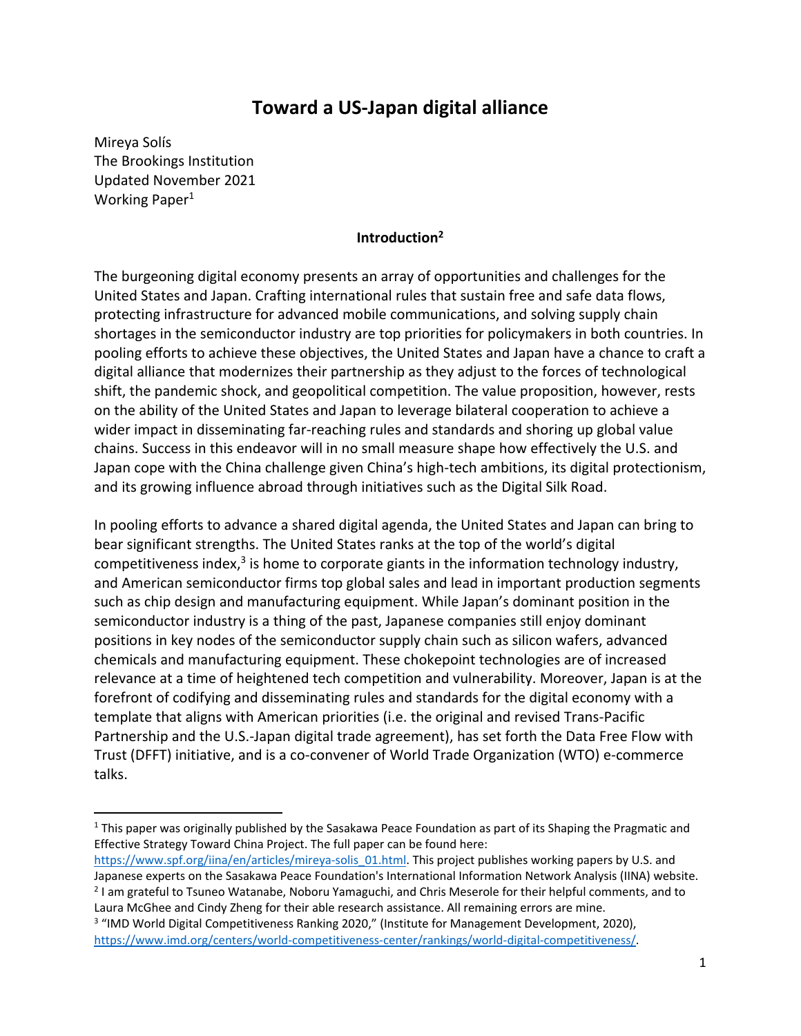# Toward a US-Japan digital alliance

Mireya Solís
The Brookings Institution
Updated November 2021
Working Paper[1]

## Introduction[2]

The burgeoning digital economy presents an array of opportunities and challenges for the United States and Japan. Crafting international rules that sustain free and safe data flows, protecting infrastructure for advanced mobile communications, and solving supply chain shortages in the semiconductor industry are top priorities for policymakers in both countries. In pooling efforts to achieve these objectives, the United States and Japan have a chance to craft a digital alliance that modernizes their partnership as they adjust to the forces of technological shift, the pandemic shock, and geopolitical competition. The value proposition, however, rests on the ability of the United States and Japan to leverage bilateral cooperation to achieve a wider impact in disseminating far-reaching rules and standards and shoring up global value chains. Success in this endeavor will in no small measure shape how effectively the U.S. and Japan cope with the China challenge given China's high-tech ambitions, its digital protectionism, and its growing influence abroad through initiatives such as the Digital Silk Road.

In pooling efforts to advance a shared digital agenda, the United States and Japan can bring to bear significant strengths. The United States ranks at the top of the world's digital competitiveness index,[3] is home to corporate giants in the information technology industry, and American semiconductor firms top global sales and lead in important production segments such as chip design and manufacturing equipment. While Japan's dominant position in the semiconductor industry is a thing of the past, Japanese companies still enjoy dominant positions in key nodes of the semiconductor supply chain such as silicon wafers, advanced chemicals and manufacturing equipment. These chokepoint technologies are of increased relevance at a time of heightened tech competition and vulnerability. Moreover, Japan is at the forefront of codifying and disseminating rules and standards for the digital economy with a template that aligns with American priorities (i.e. the original and revised Trans-Pacific Partnership and the U.S.-Japan digital trade agreement), has set forth the Data Free Flow with Trust (DFFT) initiative, and is a co-convener of World Trade Organization (WTO) e-commerce talks.

---

[1] This paper was originally published by the Sasakawa Peace Foundation as part of its Shaping the Pragmatic and Effective Strategy Toward China Project. The full paper can be found here: https://www.spf.org/iina/en/articles/mireya-solis_01.html. This project publishes working papers by U.S. and Japanese experts on the Sasakawa Peace Foundation's International Information Network Analysis (IINA) website.

[2] I am grateful to Tsuneo Watanabe, Noboru Yamaguchi, and Chris Meserole for their helpful comments, and to Laura McGhee and Cindy Zheng for their able research assistance. All remaining errors are mine.

[3] "IMD World Digital Competitiveness Ranking 2020," (Institute for Management Development, 2020), https://www.imd.org/centers/world-competitiveness-center/rankings/world-digital-competitiveness/.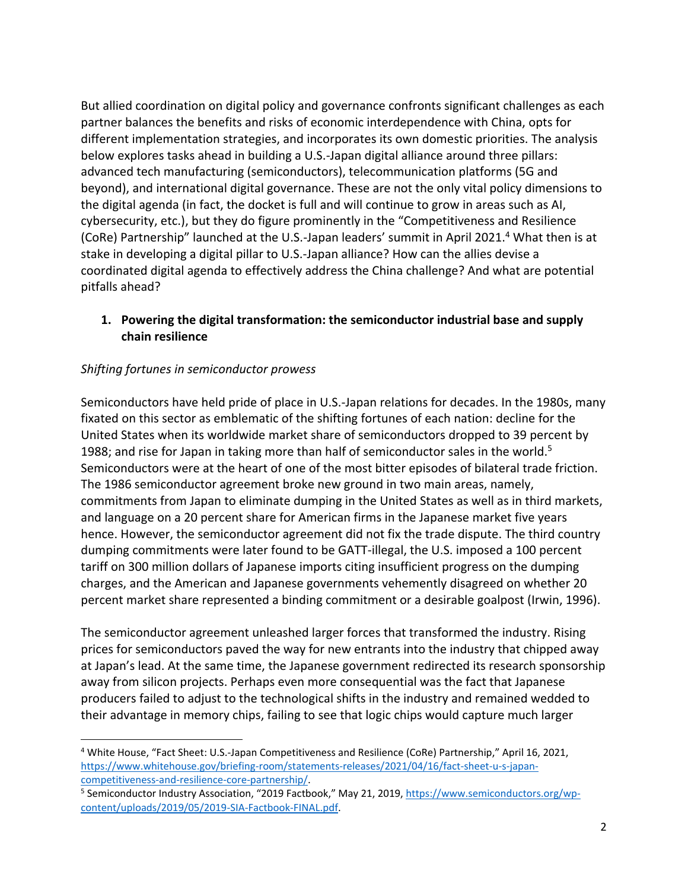But allied coordination on digital policy and governance confronts significant challenges as each partner balances the benefits and risks of economic interdependence with China, opts for different implementation strategies, and incorporates its own domestic priorities. The analysis below explores tasks ahead in building a U.S.-Japan digital alliance around three pillars: advanced tech manufacturing (semiconductors), telecommunication platforms (5G and beyond), and international digital governance. These are not the only vital policy dimensions to the digital agenda (in fact, the docket is full and will continue to grow in areas such as AI, cybersecurity, etc.), but they do figure prominently in the "Competitiveness and Resilience (CoRe) Partnership" launched at the U.S.-Japan leaders' summit in April 2021.[4] What then is at stake in developing a digital pillar to U.S.-Japan alliance? How can the allies devise a coordinated digital agenda to effectively address the China challenge? And what are potential pitfalls ahead?

## 1. Powering the digital transformation: the semiconductor industrial base and supply chain resilience

*Shifting fortunes in semiconductor prowess*

Semiconductors have held pride of place in U.S.-Japan relations for decades. In the 1980s, many fixated on this sector as emblematic of the shifting fortunes of each nation: decline for the United States when its worldwide market share of semiconductors dropped to 39 percent by 1988; and rise for Japan in taking more than half of semiconductor sales in the world.[5] Semiconductors were at the heart of one of the most bitter episodes of bilateral trade friction. The 1986 semiconductor agreement broke new ground in two main areas, namely, commitments from Japan to eliminate dumping in the United States as well as in third markets, and language on a 20 percent share for American firms in the Japanese market five years hence. However, the semiconductor agreement did not fix the trade dispute. The third country dumping commitments were later found to be GATT-illegal, the U.S. imposed a 100 percent tariff on 300 million dollars of Japanese imports citing insufficient progress on the dumping charges, and the American and Japanese governments vehemently disagreed on whether 20 percent market share represented a binding commitment or a desirable goalpost (Irwin, 1996).

The semiconductor agreement unleashed larger forces that transformed the industry. Rising prices for semiconductors paved the way for new entrants into the industry that chipped away at Japan's lead. At the same time, the Japanese government redirected its research sponsorship away from silicon projects. Perhaps even more consequential was the fact that Japanese producers failed to adjust to the technological shifts in the industry and remained wedded to their advantage in memory chips, failing to see that logic chips would capture much larger

[4] White House, "Fact Sheet: U.S.-Japan Competitiveness and Resilience (CoRe) Partnership," April 16, 2021, https://www.whitehouse.gov/briefing-room/statements-releases/2021/04/16/fact-sheet-u-s-japan-competitiveness-and-resilience-core-partnership/.

[5] Semiconductor Industry Association, "2019 Factbook," May 21, 2019, https://www.semiconductors.org/wp-content/uploads/2019/05/2019-SIA-Factbook-FINAL.pdf.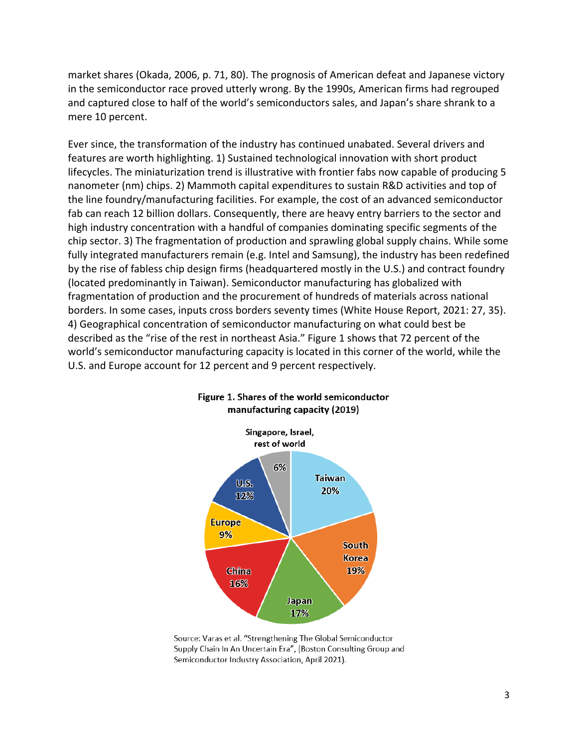market shares (Okada, 2006, p. 71, 80). The prognosis of American defeat and Japanese victory in the semiconductor race proved utterly wrong. By the 1990s, American firms had regrouped and captured close to half of the world's semiconductors sales, and Japan's share shrank to a mere 10 percent.

Ever since, the transformation of the industry has continued unabated. Several drivers and features are worth highlighting. 1) Sustained technological innovation with short product lifecycles. The miniaturization trend is illustrative with frontier fabs now capable of producing 5 nanometer (nm) chips. 2) Mammoth capital expenditures to sustain R&D activities and top of the line foundry/manufacturing facilities. For example, the cost of an advanced semiconductor fab can reach 12 billion dollars. Consequently, there are heavy entry barriers to the sector and high industry concentration with a handful of companies dominating specific segments of the chip sector. 3) The fragmentation of production and sprawling global supply chains. While some fully integrated manufacturers remain (e.g. Intel and Samsung), the industry has been redefined by the rise of fabless chip design firms (headquartered mostly in the U.S.) and contract foundry (located predominantly in Taiwan). Semiconductor manufacturing has globalized with fragmentation of production and the procurement of hundreds of materials across national borders. In some cases, inputs cross borders seventy times (White House Report, 2021: 27, 35). 4) Geographical concentration of semiconductor manufacturing on what could best be described as the "rise of the rest in northeast Asia." Figure 1 shows that 72 percent of the world's semiconductor manufacturing capacity is located in this corner of the world, while the U.S. and Europe account for 12 percent and 9 percent respectively.

**Figure 1. Shares of the world semiconductor manufacturing capacity (2019)**

| Region | Share |
|---|---|
| Taiwan | 20% |
| South Korea | 19% |
| Japan | 17% |
| China | 16% |
| Europe | 9% |
| U.S. | 12% |
| Singapore, Israel, rest of world | 6% |

Source: Varas et al. "Strengthening The Global Semiconductor Supply Chain In An Uncertain Era", (Boston Consulting Group and Semiconductor Industry Association, April 2021).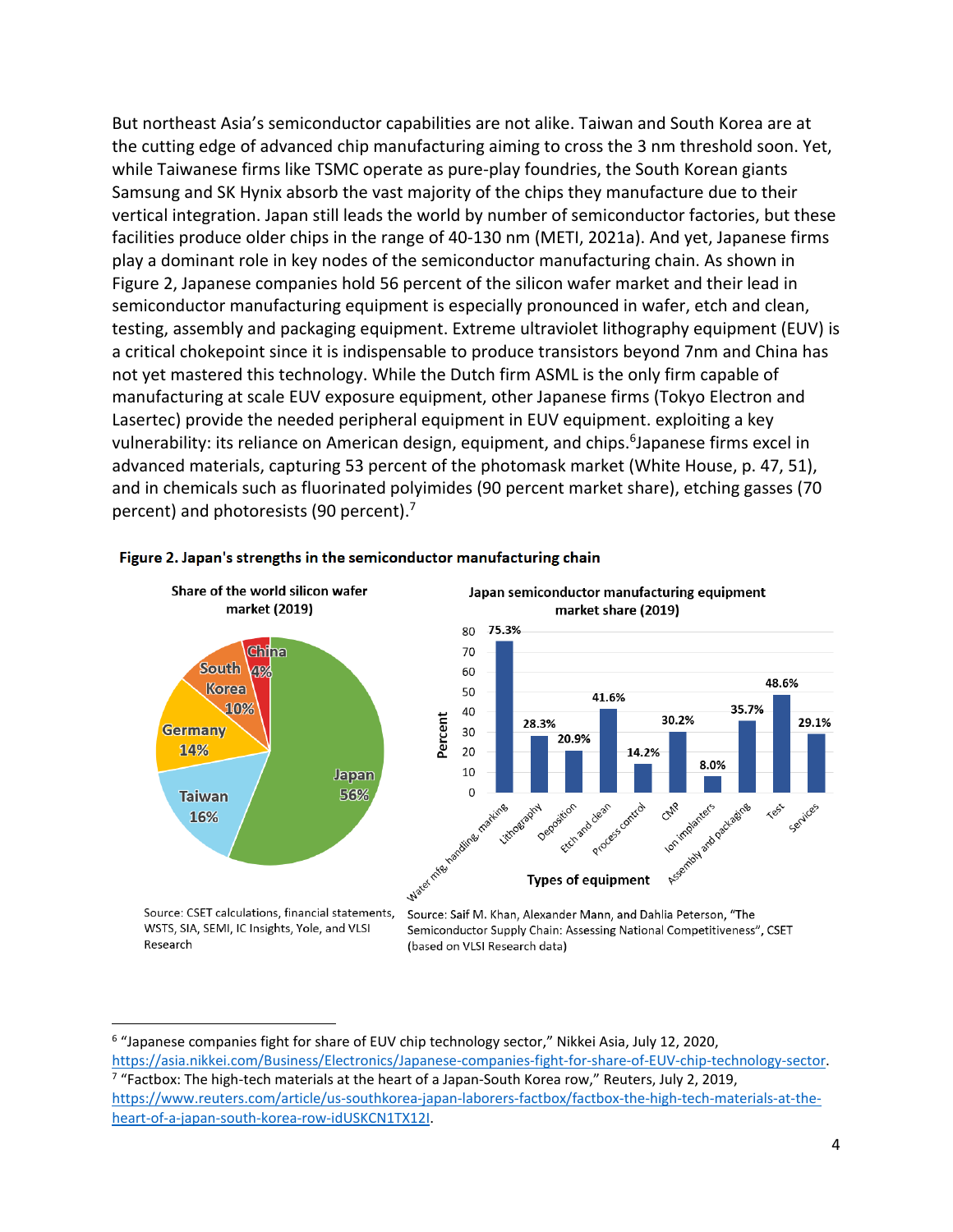But northeast Asia's semiconductor capabilities are not alike. Taiwan and South Korea are at the cutting edge of advanced chip manufacturing aiming to cross the 3 nm threshold soon. Yet, while Taiwanese firms like TSMC operate as pure-play foundries, the South Korean giants Samsung and SK Hynix absorb the vast majority of the chips they manufacture due to their vertical integration. Japan still leads the world by number of semiconductor factories, but these facilities produce older chips in the range of 40-130 nm (METI, 2021a). And yet, Japanese firms play a dominant role in key nodes of the semiconductor manufacturing chain. As shown in Figure 2, Japanese companies hold 56 percent of the silicon wafer market and their lead in semiconductor manufacturing equipment is especially pronounced in wafer, etch and clean, testing, assembly and packaging equipment. Extreme ultraviolet lithography equipment (EUV) is a critical chokepoint since it is indispensable to produce transistors beyond 7nm and China has not yet mastered this technology. While the Dutch firm ASML is the only firm capable of manufacturing at scale EUV exposure equipment, other Japanese firms (Tokyo Electron and Lasertec) provide the needed peripheral equipment in EUV equipment. exploiting a key vulnerability: its reliance on American design, equipment, and chips.[6] Japanese firms excel in advanced materials, capturing 53 percent of the photomask market (White House, p. 47, 51), and in chemicals such as fluorinated polyimides (90 percent market share), etching gasses (70 percent) and photoresists (90 percent).[7]

**Figure 2. Japan's strengths in the semiconductor manufacturing chain**

**Share of the world silicon wafer market (2019)**

| Country | Share |
| --- | --- |
| Japan | 56% |
| Taiwan | 16% |
| Germany | 14% |
| South Korea | 10% |
| China | 4% |

Source: CSET calculations, financial statements, WSTS, SIA, SEMI, IC Insights, Yole, and VLSI Research

**Japan semiconductor manufacturing equipment market share (2019)**

| Types of equipment | Percent |
| --- | --- |
| Wafer mfg, handling, marking | 75.3% |
| Lithography | 28.3% |
| Deposition | 20.9% |
| Etch and clean | 41.6% |
| Process control | 14.2% |
| CMP | 30.2% |
| Ion implanters | 8.0% |
| Assembly and packaging | 35.7% |
| Test | 48.6% |
| Services | 29.1% |

Source: Saif M. Khan, Alexander Mann, and Dahlia Peterson, "The Semiconductor Supply Chain: Assessing National Competitiveness", CSET (based on VLSI Research data)

---

[6] "Japanese companies fight for share of EUV chip technology sector," Nikkei Asia, July 12, 2020, https://asia.nikkei.com/Business/Electronics/Japanese-companies-fight-for-share-of-EUV-chip-technology-sector.

[7] "Factbox: The high-tech materials at the heart of a Japan-South Korea row," Reuters, July 2, 2019, https://www.reuters.com/article/us-southkorea-japan-laborers-factbox/factbox-the-high-tech-materials-at-the-heart-of-a-japan-south-korea-row-idUSKCN1TX12I.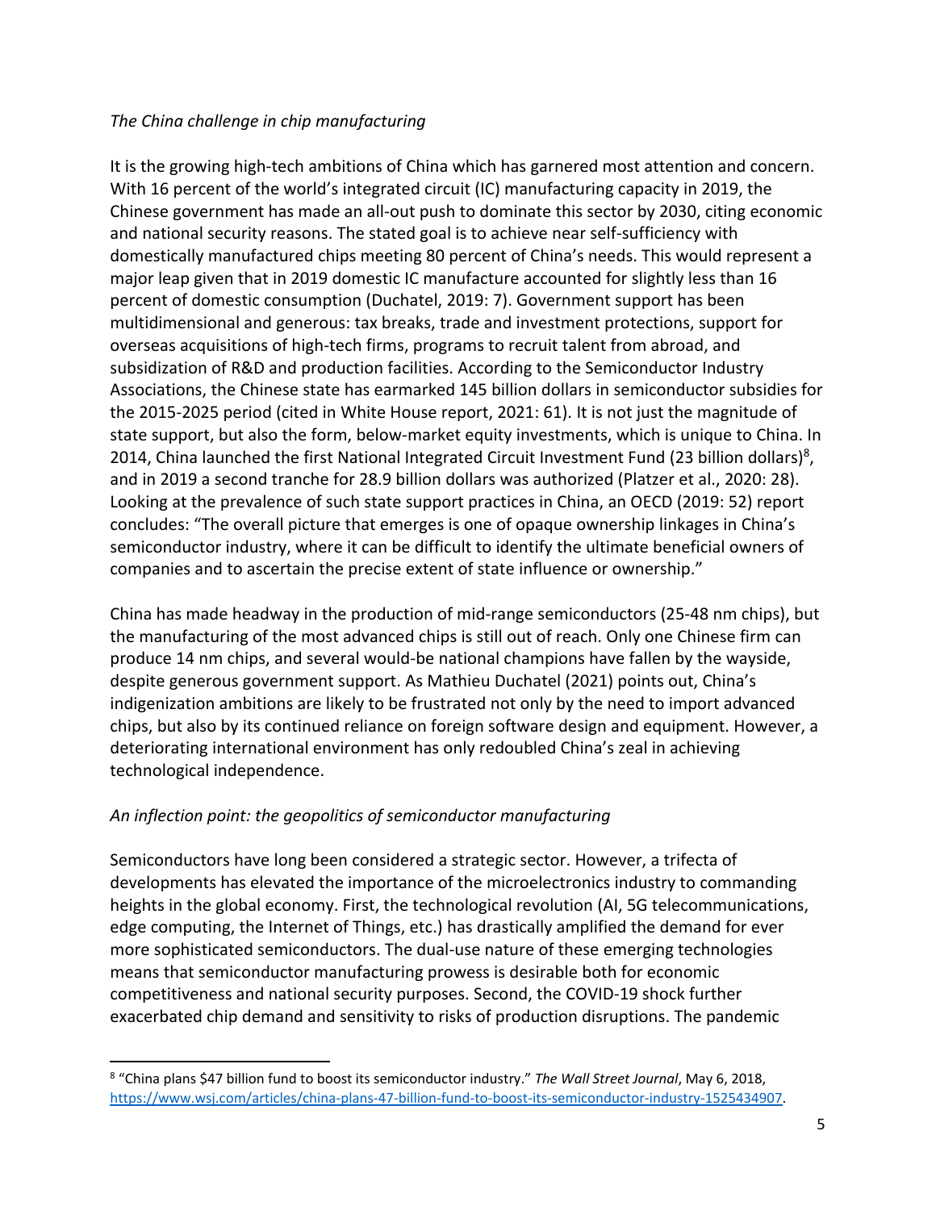*The China challenge in chip manufacturing*

It is the growing high-tech ambitions of China which has garnered most attention and concern. With 16 percent of the world's integrated circuit (IC) manufacturing capacity in 2019, the Chinese government has made an all-out push to dominate this sector by 2030, citing economic and national security reasons. The stated goal is to achieve near self-sufficiency with domestically manufactured chips meeting 80 percent of China's needs. This would represent a major leap given that in 2019 domestic IC manufacture accounted for slightly less than 16 percent of domestic consumption (Duchatel, 2019: 7). Government support has been multidimensional and generous: tax breaks, trade and investment protections, support for overseas acquisitions of high-tech firms, programs to recruit talent from abroad, and subsidization of R&D and production facilities. According to the Semiconductor Industry Associations, the Chinese state has earmarked 145 billion dollars in semiconductor subsidies for the 2015-2025 period (cited in White House report, 2021: 61). It is not just the magnitude of state support, but also the form, below-market equity investments, which is unique to China. In 2014, China launched the first National Integrated Circuit Investment Fund (23 billion dollars)[8], and in 2019 a second tranche for 28.9 billion dollars was authorized (Platzer et al., 2020: 28). Looking at the prevalence of such state support practices in China, an OECD (2019: 52) report concludes: "The overall picture that emerges is one of opaque ownership linkages in China's semiconductor industry, where it can be difficult to identify the ultimate beneficial owners of companies and to ascertain the precise extent of state influence or ownership."

China has made headway in the production of mid-range semiconductors (25-48 nm chips), but the manufacturing of the most advanced chips is still out of reach. Only one Chinese firm can produce 14 nm chips, and several would-be national champions have fallen by the wayside, despite generous government support. As Mathieu Duchatel (2021) points out, China's indigenization ambitions are likely to be frustrated not only by the need to import advanced chips, but also by its continued reliance on foreign software design and equipment. However, a deteriorating international environment has only redoubled China's zeal in achieving technological independence.

*An inflection point: the geopolitics of semiconductor manufacturing*

Semiconductors have long been considered a strategic sector. However, a trifecta of developments has elevated the importance of the microelectronics industry to commanding heights in the global economy. First, the technological revolution (AI, 5G telecommunications, edge computing, the Internet of Things, etc.) has drastically amplified the demand for ever more sophisticated semiconductors. The dual-use nature of these emerging technologies means that semiconductor manufacturing prowess is desirable both for economic competitiveness and national security purposes. Second, the COVID-19 shock further exacerbated chip demand and sensitivity to risks of production disruptions. The pandemic

---

[8] "China plans $47 billion fund to boost its semiconductor industry." *The Wall Street Journal*, May 6, 2018, https://www.wsj.com/articles/china-plans-47-billion-fund-to-boost-its-semiconductor-industry-1525434907.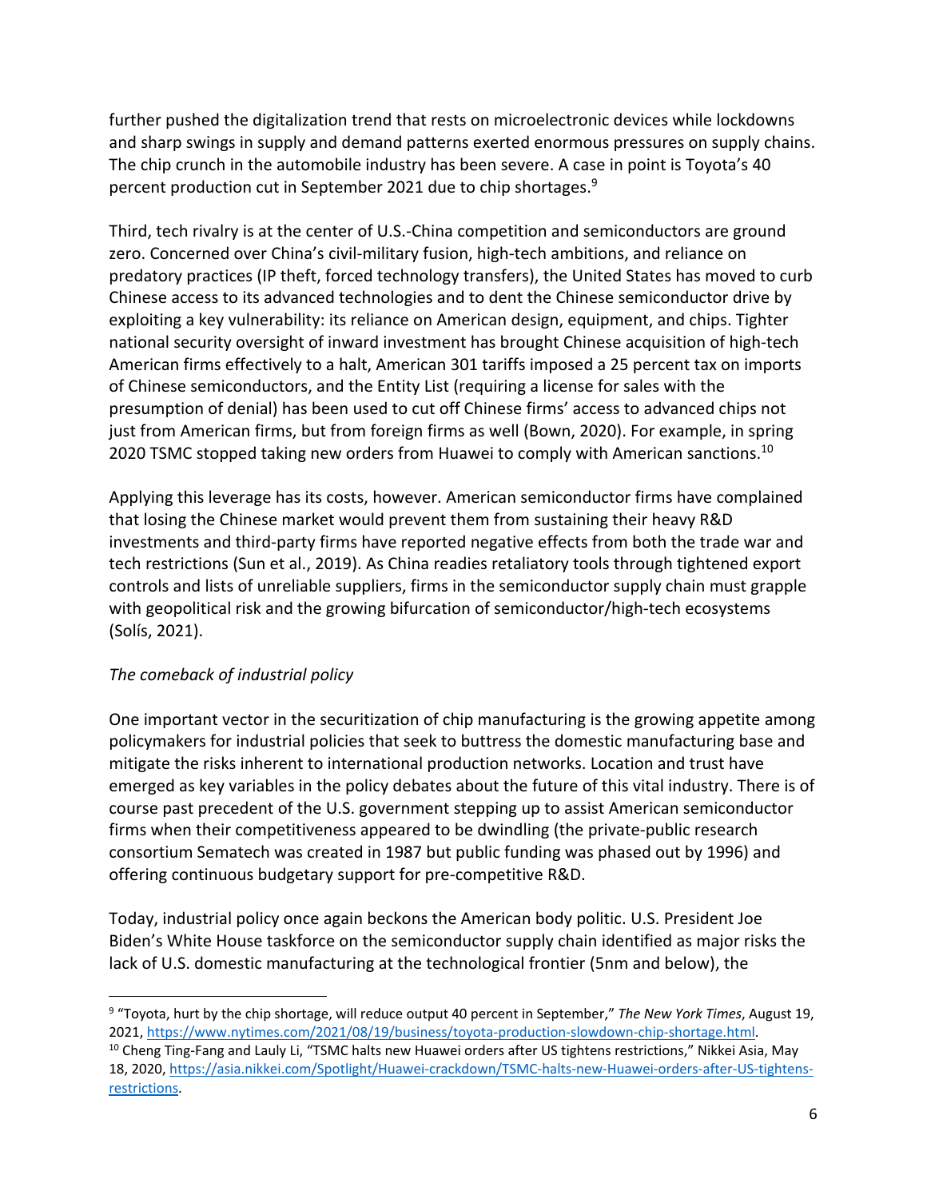further pushed the digitalization trend that rests on microelectronic devices while lockdowns and sharp swings in supply and demand patterns exerted enormous pressures on supply chains. The chip crunch in the automobile industry has been severe. A case in point is Toyota's 40 percent production cut in September 2021 due to chip shortages.[9]

Third, tech rivalry is at the center of U.S.-China competition and semiconductors are ground zero. Concerned over China's civil-military fusion, high-tech ambitions, and reliance on predatory practices (IP theft, forced technology transfers), the United States has moved to curb Chinese access to its advanced technologies and to dent the Chinese semiconductor drive by exploiting a key vulnerability: its reliance on American design, equipment, and chips. Tighter national security oversight of inward investment has brought Chinese acquisition of high-tech American firms effectively to a halt, American 301 tariffs imposed a 25 percent tax on imports of Chinese semiconductors, and the Entity List (requiring a license for sales with the presumption of denial) has been used to cut off Chinese firms' access to advanced chips not just from American firms, but from foreign firms as well (Bown, 2020). For example, in spring 2020 TSMC stopped taking new orders from Huawei to comply with American sanctions.[10]

Applying this leverage has its costs, however. American semiconductor firms have complained that losing the Chinese market would prevent them from sustaining their heavy R&D investments and third-party firms have reported negative effects from both the trade war and tech restrictions (Sun et al., 2019). As China readies retaliatory tools through tightened export controls and lists of unreliable suppliers, firms in the semiconductor supply chain must grapple with geopolitical risk and the growing bifurcation of semiconductor/high-tech ecosystems (Solís, 2021).

*The comeback of industrial policy*

One important vector in the securitization of chip manufacturing is the growing appetite among policymakers for industrial policies that seek to buttress the domestic manufacturing base and mitigate the risks inherent to international production networks. Location and trust have emerged as key variables in the policy debates about the future of this vital industry. There is of course past precedent of the U.S. government stepping up to assist American semiconductor firms when their competitiveness appeared to be dwindling (the private-public research consortium Sematech was created in 1987 but public funding was phased out by 1996) and offering continuous budgetary support for pre-competitive R&D.

Today, industrial policy once again beckons the American body politic. U.S. President Joe Biden's White House taskforce on the semiconductor supply chain identified as major risks the lack of U.S. domestic manufacturing at the technological frontier (5nm and below), the

---

[9] "Toyota, hurt by the chip shortage, will reduce output 40 percent in September," *The New York Times*, August 19, 2021, https://www.nytimes.com/2021/08/19/business/toyota-production-slowdown-chip-shortage.html.

[10] Cheng Ting-Fang and Lauly Li, "TSMC halts new Huawei orders after US tightens restrictions," Nikkei Asia, May 18, 2020, https://asia.nikkei.com/Spotlight/Huawei-crackdown/TSMC-halts-new-Huawei-orders-after-US-tightens-restrictions.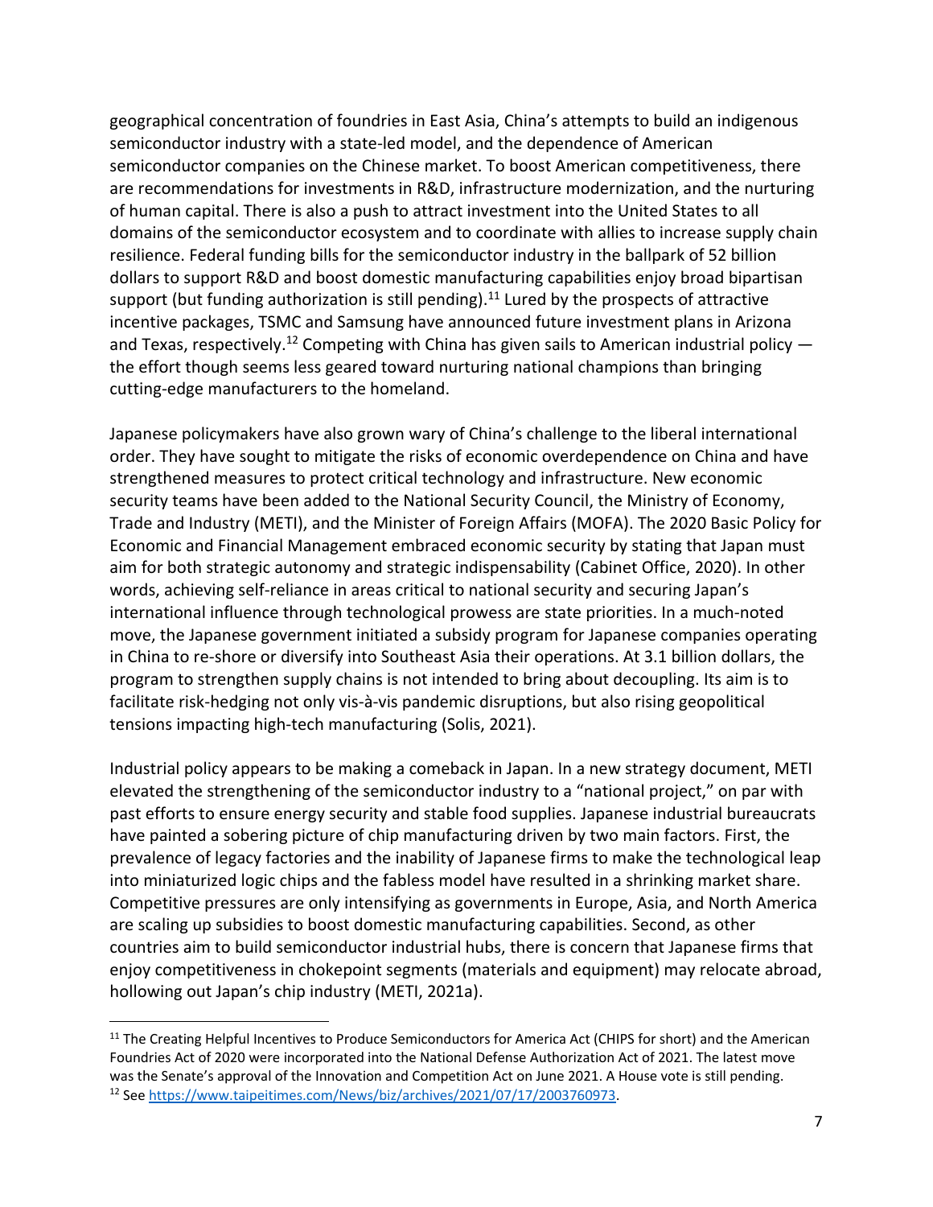geographical concentration of foundries in East Asia, China's attempts to build an indigenous semiconductor industry with a state-led model, and the dependence of American semiconductor companies on the Chinese market. To boost American competitiveness, there are recommendations for investments in R&D, infrastructure modernization, and the nurturing of human capital. There is also a push to attract investment into the United States to all domains of the semiconductor ecosystem and to coordinate with allies to increase supply chain resilience. Federal funding bills for the semiconductor industry in the ballpark of 52 billion dollars to support R&D and boost domestic manufacturing capabilities enjoy broad bipartisan support (but funding authorization is still pending).[11] Lured by the prospects of attractive incentive packages, TSMC and Samsung have announced future investment plans in Arizona and Texas, respectively.[12] Competing with China has given sails to American industrial policy — the effort though seems less geared toward nurturing national champions than bringing cutting-edge manufacturers to the homeland.

Japanese policymakers have also grown wary of China's challenge to the liberal international order. They have sought to mitigate the risks of economic overdependence on China and have strengthened measures to protect critical technology and infrastructure. New economic security teams have been added to the National Security Council, the Ministry of Economy, Trade and Industry (METI), and the Minister of Foreign Affairs (MOFA). The 2020 Basic Policy for Economic and Financial Management embraced economic security by stating that Japan must aim for both strategic autonomy and strategic indispensability (Cabinet Office, 2020). In other words, achieving self-reliance in areas critical to national security and securing Japan's international influence through technological prowess are state priorities. In a much-noted move, the Japanese government initiated a subsidy program for Japanese companies operating in China to re-shore or diversify into Southeast Asia their operations. At 3.1 billion dollars, the program to strengthen supply chains is not intended to bring about decoupling. Its aim is to facilitate risk-hedging not only vis-à-vis pandemic disruptions, but also rising geopolitical tensions impacting high-tech manufacturing (Solis, 2021).

Industrial policy appears to be making a comeback in Japan. In a new strategy document, METI elevated the strengthening of the semiconductor industry to a "national project," on par with past efforts to ensure energy security and stable food supplies. Japanese industrial bureaucrats have painted a sobering picture of chip manufacturing driven by two main factors. First, the prevalence of legacy factories and the inability of Japanese firms to make the technological leap into miniaturized logic chips and the fabless model have resulted in a shrinking market share. Competitive pressures are only intensifying as governments in Europe, Asia, and North America are scaling up subsidies to boost domestic manufacturing capabilities. Second, as other countries aim to build semiconductor industrial hubs, there is concern that Japanese firms that enjoy competitiveness in chokepoint segments (materials and equipment) may relocate abroad, hollowing out Japan's chip industry (METI, 2021a).

---

[11] The Creating Helpful Incentives to Produce Semiconductors for America Act (CHIPS for short) and the American Foundries Act of 2020 were incorporated into the National Defense Authorization Act of 2021. The latest move was the Senate's approval of the Innovation and Competition Act on June 2021. A House vote is still pending.

[12] See https://www.taipeitimes.com/News/biz/archives/2021/07/17/2003760973.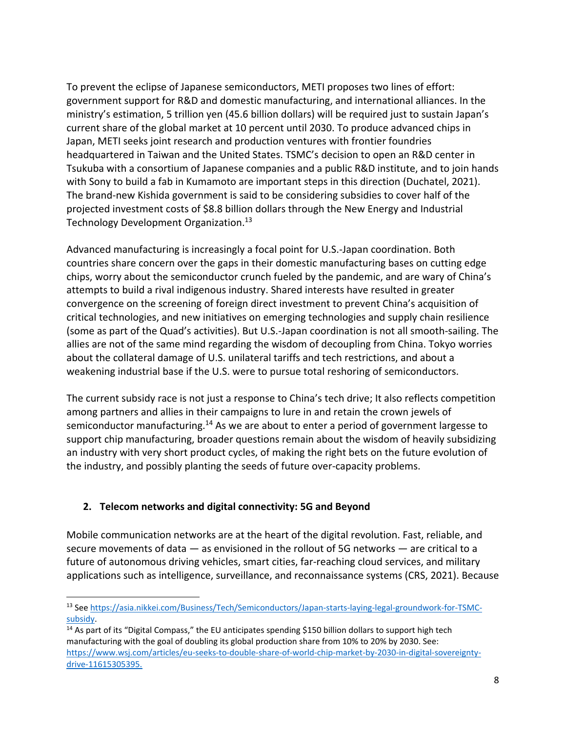To prevent the eclipse of Japanese semiconductors, METI proposes two lines of effort: government support for R&D and domestic manufacturing, and international alliances. In the ministry's estimation, 5 trillion yen (45.6 billion dollars) will be required just to sustain Japan's current share of the global market at 10 percent until 2030. To produce advanced chips in Japan, METI seeks joint research and production ventures with frontier foundries headquartered in Taiwan and the United States. TSMC's decision to open an R&D center in Tsukuba with a consortium of Japanese companies and a public R&D institute, and to join hands with Sony to build a fab in Kumamoto are important steps in this direction (Duchatel, 2021). The brand-new Kishida government is said to be considering subsidies to cover half of the projected investment costs of $8.8 billion dollars through the New Energy and Industrial Technology Development Organization.[13]

Advanced manufacturing is increasingly a focal point for U.S.-Japan coordination. Both countries share concern over the gaps in their domestic manufacturing bases on cutting edge chips, worry about the semiconductor crunch fueled by the pandemic, and are wary of China's attempts to build a rival indigenous industry. Shared interests have resulted in greater convergence on the screening of foreign direct investment to prevent China's acquisition of critical technologies, and new initiatives on emerging technologies and supply chain resilience (some as part of the Quad's activities). But U.S.-Japan coordination is not all smooth-sailing. The allies are not of the same mind regarding the wisdom of decoupling from China. Tokyo worries about the collateral damage of U.S. unilateral tariffs and tech restrictions, and about a weakening industrial base if the U.S. were to pursue total reshoring of semiconductors.

The current subsidy race is not just a response to China's tech drive; It also reflects competition among partners and allies in their campaigns to lure in and retain the crown jewels of semiconductor manufacturing.[14] As we are about to enter a period of government largesse to support chip manufacturing, broader questions remain about the wisdom of heavily subsidizing an industry with very short product cycles, of making the right bets on the future evolution of the industry, and possibly planting the seeds of future over-capacity problems.

## 2. Telecom networks and digital connectivity: 5G and Beyond

Mobile communication networks are at the heart of the digital revolution. Fast, reliable, and secure movements of data — as envisioned in the rollout of 5G networks — are critical to a future of autonomous driving vehicles, smart cities, far-reaching cloud services, and military applications such as intelligence, surveillance, and reconnaissance systems (CRS, 2021). Because

---

[13] See https://asia.nikkei.com/Business/Tech/Semiconductors/Japan-starts-laying-legal-groundwork-for-TSMC-subsidy.

[14] As part of its "Digital Compass," the EU anticipates spending $150 billion dollars to support high tech manufacturing with the goal of doubling its global production share from 10% to 20% by 2030. See: https://www.wsj.com/articles/eu-seeks-to-double-share-of-world-chip-market-by-2030-in-digital-sovereignty-drive-11615305395.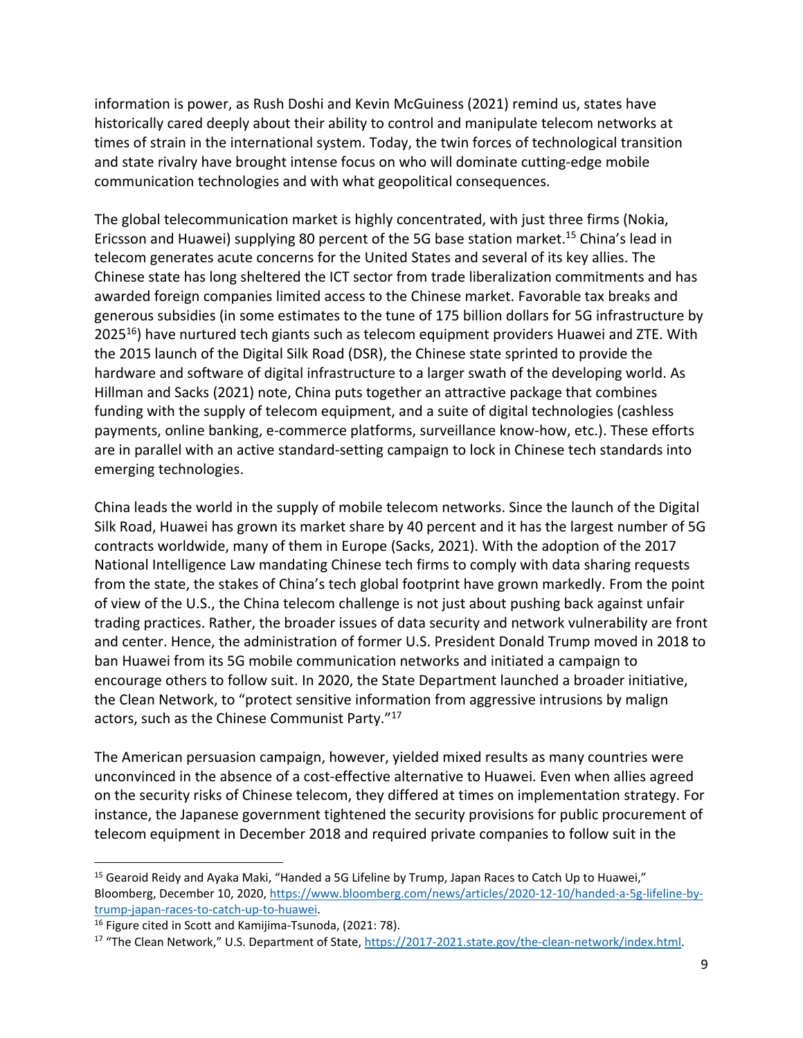information is power, as Rush Doshi and Kevin McGuiness (2021) remind us, states have historically cared deeply about their ability to control and manipulate telecom networks at times of strain in the international system. Today, the twin forces of technological transition and state rivalry have brought intense focus on who will dominate cutting-edge mobile communication technologies and with what geopolitical consequences.

The global telecommunication market is highly concentrated, with just three firms (Nokia, Ericsson and Huawei) supplying 80 percent of the 5G base station market.[15] China's lead in telecom generates acute concerns for the United States and several of its key allies. The Chinese state has long sheltered the ICT sector from trade liberalization commitments and has awarded foreign companies limited access to the Chinese market. Favorable tax breaks and generous subsidies (in some estimates to the tune of 175 billion dollars for 5G infrastructure by 2025[16]) have nurtured tech giants such as telecom equipment providers Huawei and ZTE. With the 2015 launch of the Digital Silk Road (DSR), the Chinese state sprinted to provide the hardware and software of digital infrastructure to a larger swath of the developing world. As Hillman and Sacks (2021) note, China puts together an attractive package that combines funding with the supply of telecom equipment, and a suite of digital technologies (cashless payments, online banking, e-commerce platforms, surveillance know-how, etc.). These efforts are in parallel with an active standard-setting campaign to lock in Chinese tech standards into emerging technologies.

China leads the world in the supply of mobile telecom networks. Since the launch of the Digital Silk Road, Huawei has grown its market share by 40 percent and it has the largest number of 5G contracts worldwide, many of them in Europe (Sacks, 2021). With the adoption of the 2017 National Intelligence Law mandating Chinese tech firms to comply with data sharing requests from the state, the stakes of China's tech global footprint have grown markedly. From the point of view of the U.S., the China telecom challenge is not just about pushing back against unfair trading practices. Rather, the broader issues of data security and network vulnerability are front and center. Hence, the administration of former U.S. President Donald Trump moved in 2018 to ban Huawei from its 5G mobile communication networks and initiated a campaign to encourage others to follow suit. In 2020, the State Department launched a broader initiative, the Clean Network, to "protect sensitive information from aggressive intrusions by malign actors, such as the Chinese Communist Party."[17]

The American persuasion campaign, however, yielded mixed results as many countries were unconvinced in the absence of a cost-effective alternative to Huawei. Even when allies agreed on the security risks of Chinese telecom, they differed at times on implementation strategy. For instance, the Japanese government tightened the security provisions for public procurement of telecom equipment in December 2018 and required private companies to follow suit in the

---

[15] Gearoid Reidy and Ayaka Maki, "Handed a 5G Lifeline by Trump, Japan Races to Catch Up to Huawei," Bloomberg, December 10, 2020, https://www.bloomberg.com/news/articles/2020-12-10/handed-a-5g-lifeline-by-trump-japan-races-to-catch-up-to-huawei.

[16] Figure cited in Scott and Kamijima-Tsunoda, (2021: 78).

[17] "The Clean Network," U.S. Department of State, https://2017-2021.state.gov/the-clean-network/index.html.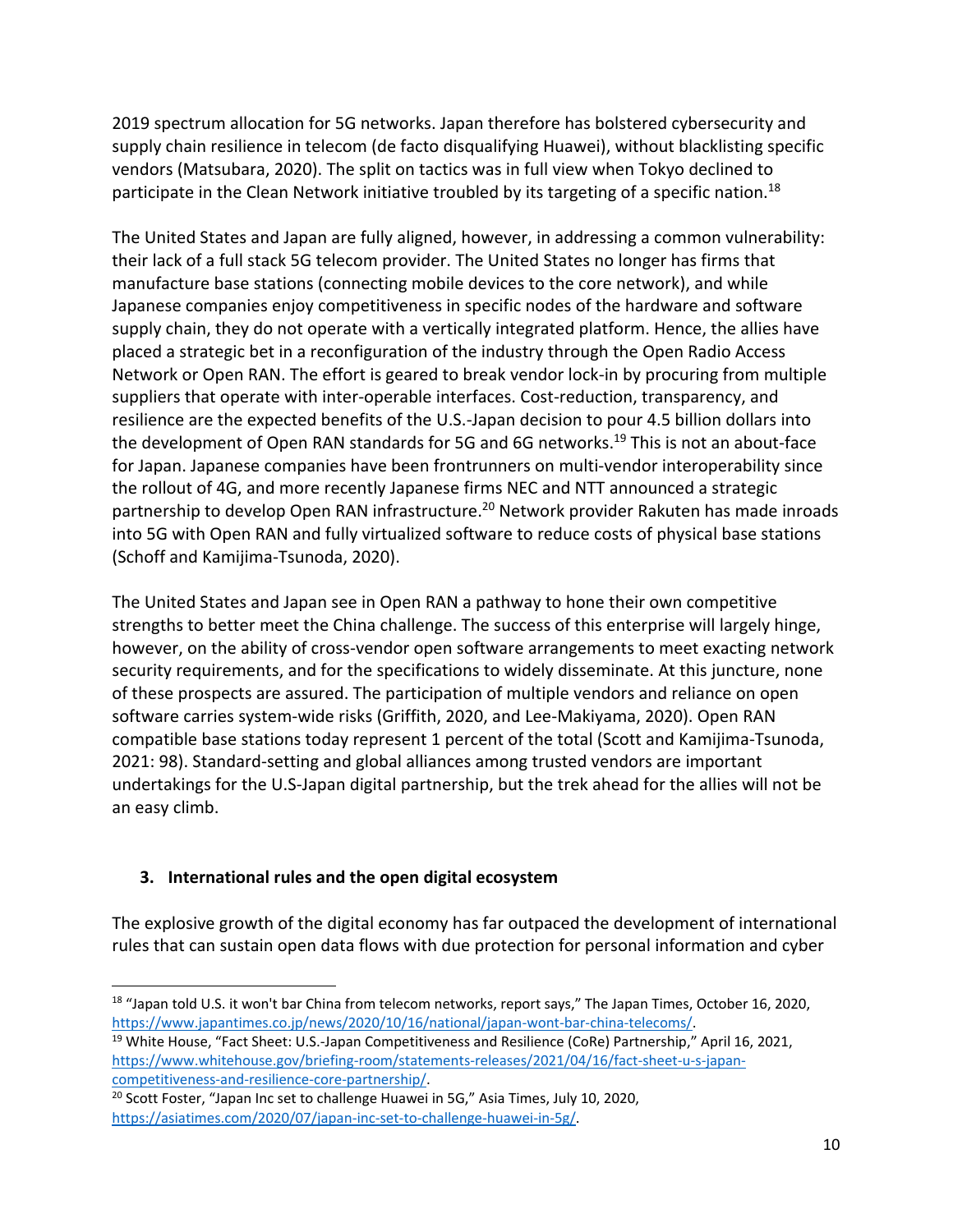2019 spectrum allocation for 5G networks. Japan therefore has bolstered cybersecurity and supply chain resilience in telecom (de facto disqualifying Huawei), without blacklisting specific vendors (Matsubara, 2020). The split on tactics was in full view when Tokyo declined to participate in the Clean Network initiative troubled by its targeting of a specific nation.[18]

The United States and Japan are fully aligned, however, in addressing a common vulnerability: their lack of a full stack 5G telecom provider. The United States no longer has firms that manufacture base stations (connecting mobile devices to the core network), and while Japanese companies enjoy competitiveness in specific nodes of the hardware and software supply chain, they do not operate with a vertically integrated platform. Hence, the allies have placed a strategic bet in a reconfiguration of the industry through the Open Radio Access Network or Open RAN. The effort is geared to break vendor lock-in by procuring from multiple suppliers that operate with inter-operable interfaces. Cost-reduction, transparency, and resilience are the expected benefits of the U.S.-Japan decision to pour 4.5 billion dollars into the development of Open RAN standards for 5G and 6G networks.[19] This is not an about-face for Japan. Japanese companies have been frontrunners on multi-vendor interoperability since the rollout of 4G, and more recently Japanese firms NEC and NTT announced a strategic partnership to develop Open RAN infrastructure.[20] Network provider Rakuten has made inroads into 5G with Open RAN and fully virtualized software to reduce costs of physical base stations (Schoff and Kamijima-Tsunoda, 2020).

The United States and Japan see in Open RAN a pathway to hone their own competitive strengths to better meet the China challenge. The success of this enterprise will largely hinge, however, on the ability of cross-vendor open software arrangements to meet exacting network security requirements, and for the specifications to widely disseminate. At this juncture, none of these prospects are assured. The participation of multiple vendors and reliance on open software carries system-wide risks (Griffith, 2020, and Lee-Makiyama, 2020). Open RAN compatible base stations today represent 1 percent of the total (Scott and Kamijima-Tsunoda, 2021: 98). Standard-setting and global alliances among trusted vendors are important undertakings for the U.S-Japan digital partnership, but the trek ahead for the allies will not be an easy climb.

## 3. International rules and the open digital ecosystem

The explosive growth of the digital economy has far outpaced the development of international rules that can sustain open data flows with due protection for personal information and cyber

---

[18] "Japan told U.S. it won't bar China from telecom networks, report says," The Japan Times, October 16, 2020, https://www.japantimes.co.jp/news/2020/10/16/national/japan-wont-bar-china-telecoms/.

[19] White House, "Fact Sheet: U.S.-Japan Competitiveness and Resilience (CoRe) Partnership," April 16, 2021, https://www.whitehouse.gov/briefing-room/statements-releases/2021/04/16/fact-sheet-u-s-japan-competitiveness-and-resilience-core-partnership/.

[20] Scott Foster, "Japan Inc set to challenge Huawei in 5G," Asia Times, July 10, 2020, https://asiatimes.com/2020/07/japan-inc-set-to-challenge-huawei-in-5g/.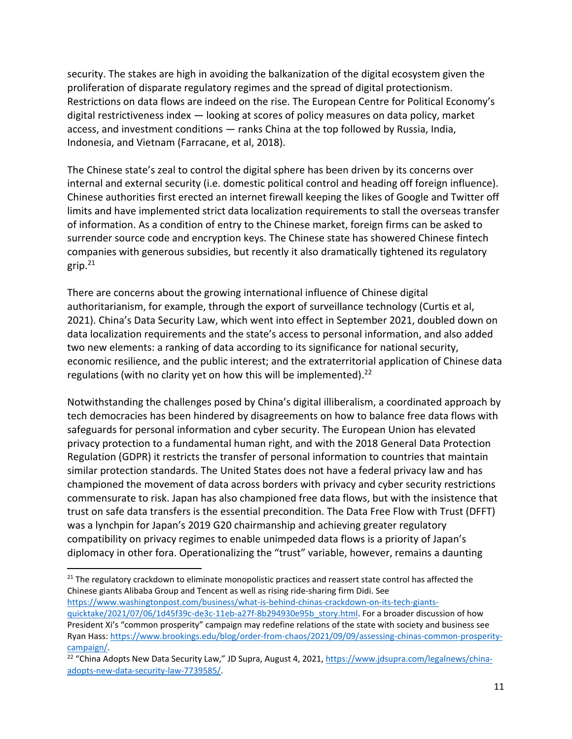security. The stakes are high in avoiding the balkanization of the digital ecosystem given the proliferation of disparate regulatory regimes and the spread of digital protectionism. Restrictions on data flows are indeed on the rise. The European Centre for Political Economy's digital restrictiveness index — looking at scores of policy measures on data policy, market access, and investment conditions — ranks China at the top followed by Russia, India, Indonesia, and Vietnam (Farracane, et al, 2018).

The Chinese state's zeal to control the digital sphere has been driven by its concerns over internal and external security (i.e. domestic political control and heading off foreign influence). Chinese authorities first erected an internet firewall keeping the likes of Google and Twitter off limits and have implemented strict data localization requirements to stall the overseas transfer of information. As a condition of entry to the Chinese market, foreign firms can be asked to surrender source code and encryption keys. The Chinese state has showered Chinese fintech companies with generous subsidies, but recently it also dramatically tightened its regulatory grip.[21]

There are concerns about the growing international influence of Chinese digital authoritarianism, for example, through the export of surveillance technology (Curtis et al, 2021). China's Data Security Law, which went into effect in September 2021, doubled down on data localization requirements and the state's access to personal information, and also added two new elements: a ranking of data according to its significance for national security, economic resilience, and the public interest; and the extraterritorial application of Chinese data regulations (with no clarity yet on how this will be implemented).[22]

Notwithstanding the challenges posed by China's digital illiberalism, a coordinated approach by tech democracies has been hindered by disagreements on how to balance free data flows with safeguards for personal information and cyber security. The European Union has elevated privacy protection to a fundamental human right, and with the 2018 General Data Protection Regulation (GDPR) it restricts the transfer of personal information to countries that maintain similar protection standards. The United States does not have a federal privacy law and has championed the movement of data across borders with privacy and cyber security restrictions commensurate to risk. Japan has also championed free data flows, but with the insistence that trust on safe data transfers is the essential precondition. The Data Free Flow with Trust (DFFT) was a lynchpin for Japan's 2019 G20 chairmanship and achieving greater regulatory compatibility on privacy regimes to enable unimpeded data flows is a priority of Japan's diplomacy in other fora. Operationalizing the "trust" variable, however, remains a daunting

---

[21] The regulatory crackdown to eliminate monopolistic practices and reassert state control has affected the Chinese giants Alibaba Group and Tencent as well as rising ride-sharing firm Didi. See https://www.washingtonpost.com/business/what-is-behind-chinas-crackdown-on-its-tech-giants-quicktake/2021/07/06/1d45f39c-de3c-11eb-a27f-8b294930e95b_story.html. For a broader discussion of how President Xi's "common prosperity" campaign may redefine relations of the state with society and business see Ryan Hass: https://www.brookings.edu/blog/order-from-chaos/2021/09/09/assessing-chinas-common-prosperity-campaign/.

[22] "China Adopts New Data Security Law," JD Supra, August 4, 2021, https://www.jdsupra.com/legalnews/china-adopts-new-data-security-law-7739585/.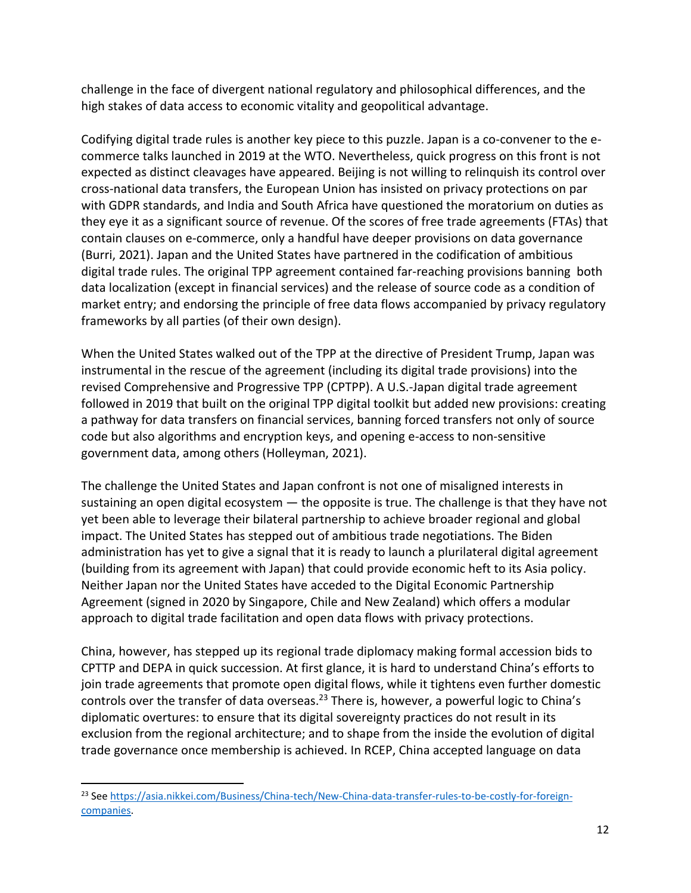challenge in the face of divergent national regulatory and philosophical differences, and the high stakes of data access to economic vitality and geopolitical advantage.

Codifying digital trade rules is another key piece to this puzzle. Japan is a co-convener to the e-commerce talks launched in 2019 at the WTO. Nevertheless, quick progress on this front is not expected as distinct cleavages have appeared. Beijing is not willing to relinquish its control over cross-national data transfers, the European Union has insisted on privacy protections on par with GDPR standards, and India and South Africa have questioned the moratorium on duties as they eye it as a significant source of revenue. Of the scores of free trade agreements (FTAs) that contain clauses on e-commerce, only a handful have deeper provisions on data governance (Burri, 2021). Japan and the United States have partnered in the codification of ambitious digital trade rules. The original TPP agreement contained far-reaching provisions banning both data localization (except in financial services) and the release of source code as a condition of market entry; and endorsing the principle of free data flows accompanied by privacy regulatory frameworks by all parties (of their own design).

When the United States walked out of the TPP at the directive of President Trump, Japan was instrumental in the rescue of the agreement (including its digital trade provisions) into the revised Comprehensive and Progressive TPP (CPTPP). A U.S.-Japan digital trade agreement followed in 2019 that built on the original TPP digital toolkit but added new provisions: creating a pathway for data transfers on financial services, banning forced transfers not only of source code but also algorithms and encryption keys, and opening e-access to non-sensitive government data, among others (Holleyman, 2021).

The challenge the United States and Japan confront is not one of misaligned interests in sustaining an open digital ecosystem — the opposite is true. The challenge is that they have not yet been able to leverage their bilateral partnership to achieve broader regional and global impact. The United States has stepped out of ambitious trade negotiations. The Biden administration has yet to give a signal that it is ready to launch a plurilateral digital agreement (building from its agreement with Japan) that could provide economic heft to its Asia policy. Neither Japan nor the United States have acceded to the Digital Economic Partnership Agreement (signed in 2020 by Singapore, Chile and New Zealand) which offers a modular approach to digital trade facilitation and open data flows with privacy protections.

China, however, has stepped up its regional trade diplomacy making formal accession bids to CPTTP and DEPA in quick succession. At first glance, it is hard to understand China's efforts to join trade agreements that promote open digital flows, while it tightens even further domestic controls over the transfer of data overseas.[23] There is, however, a powerful logic to China's diplomatic overtures: to ensure that its digital sovereignty practices do not result in its exclusion from the regional architecture; and to shape from the inside the evolution of digital trade governance once membership is achieved. In RCEP, China accepted language on data

---

[23] See https://asia.nikkei.com/Business/China-tech/New-China-data-transfer-rules-to-be-costly-for-foreign-companies.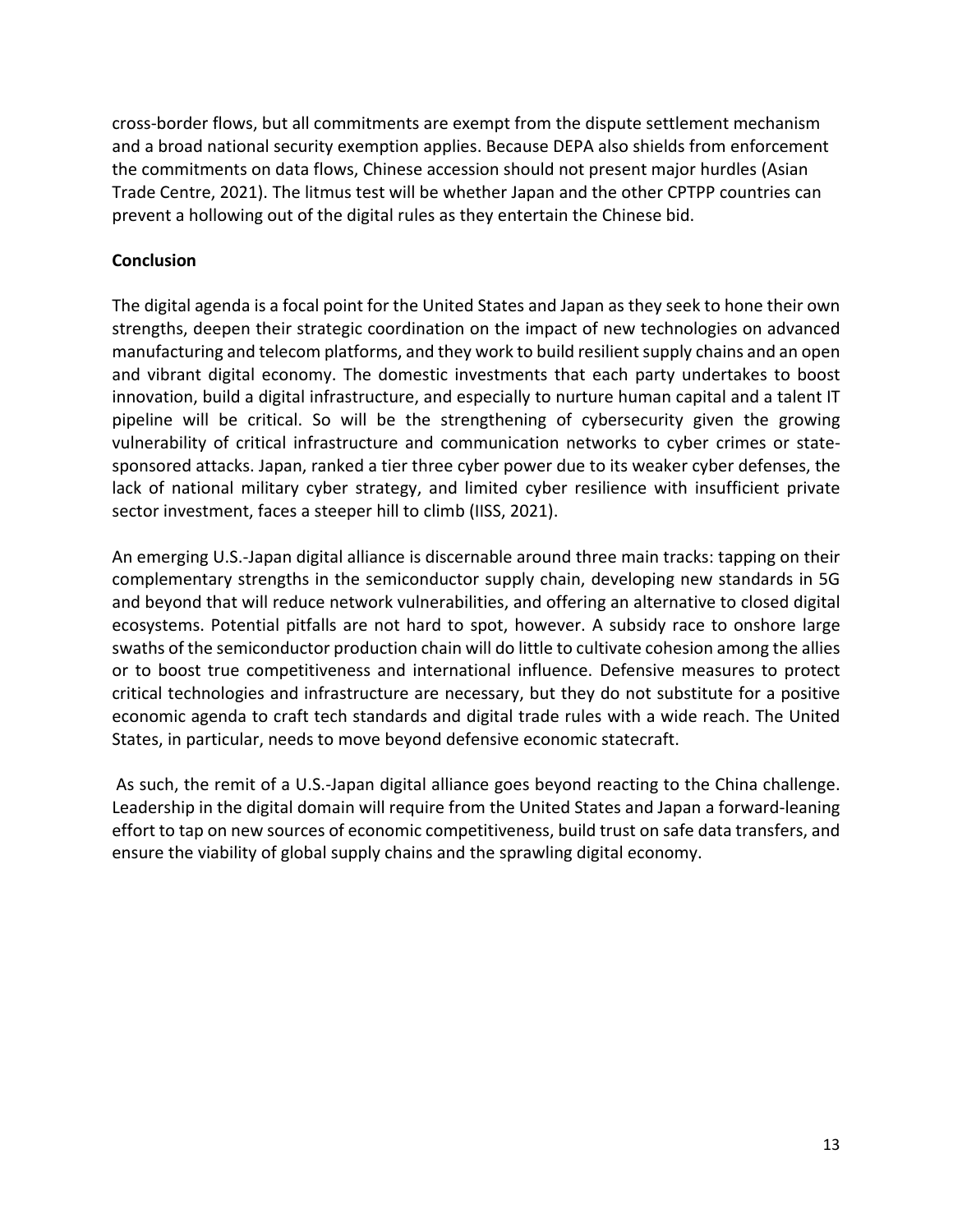cross-border flows, but all commitments are exempt from the dispute settlement mechanism and a broad national security exemption applies. Because DEPA also shields from enforcement the commitments on data flows, Chinese accession should not present major hurdles (Asian Trade Centre, 2021). The litmus test will be whether Japan and the other CPTPP countries can prevent a hollowing out of the digital rules as they entertain the Chinese bid.

**Conclusion**

The digital agenda is a focal point for the United States and Japan as they seek to hone their own strengths, deepen their strategic coordination on the impact of new technologies on advanced manufacturing and telecom platforms, and they work to build resilient supply chains and an open and vibrant digital economy. The domestic investments that each party undertakes to boost innovation, build a digital infrastructure, and especially to nurture human capital and a talent IT pipeline will be critical. So will be the strengthening of cybersecurity given the growing vulnerability of critical infrastructure and communication networks to cyber crimes or state-sponsored attacks. Japan, ranked a tier three cyber power due to its weaker cyber defenses, the lack of national military cyber strategy, and limited cyber resilience with insufficient private sector investment, faces a steeper hill to climb (IISS, 2021).

An emerging U.S.-Japan digital alliance is discernable around three main tracks: tapping on their complementary strengths in the semiconductor supply chain, developing new standards in 5G and beyond that will reduce network vulnerabilities, and offering an alternative to closed digital ecosystems. Potential pitfalls are not hard to spot, however. A subsidy race to onshore large swaths of the semiconductor production chain will do little to cultivate cohesion among the allies or to boost true competitiveness and international influence. Defensive measures to protect critical technologies and infrastructure are necessary, but they do not substitute for a positive economic agenda to craft tech standards and digital trade rules with a wide reach. The United States, in particular, needs to move beyond defensive economic statecraft.

As such, the remit of a U.S.-Japan digital alliance goes beyond reacting to the China challenge. Leadership in the digital domain will require from the United States and Japan a forward-leaning effort to tap on new sources of economic competitiveness, build trust on safe data transfers, and ensure the viability of global supply chains and the sprawling digital economy.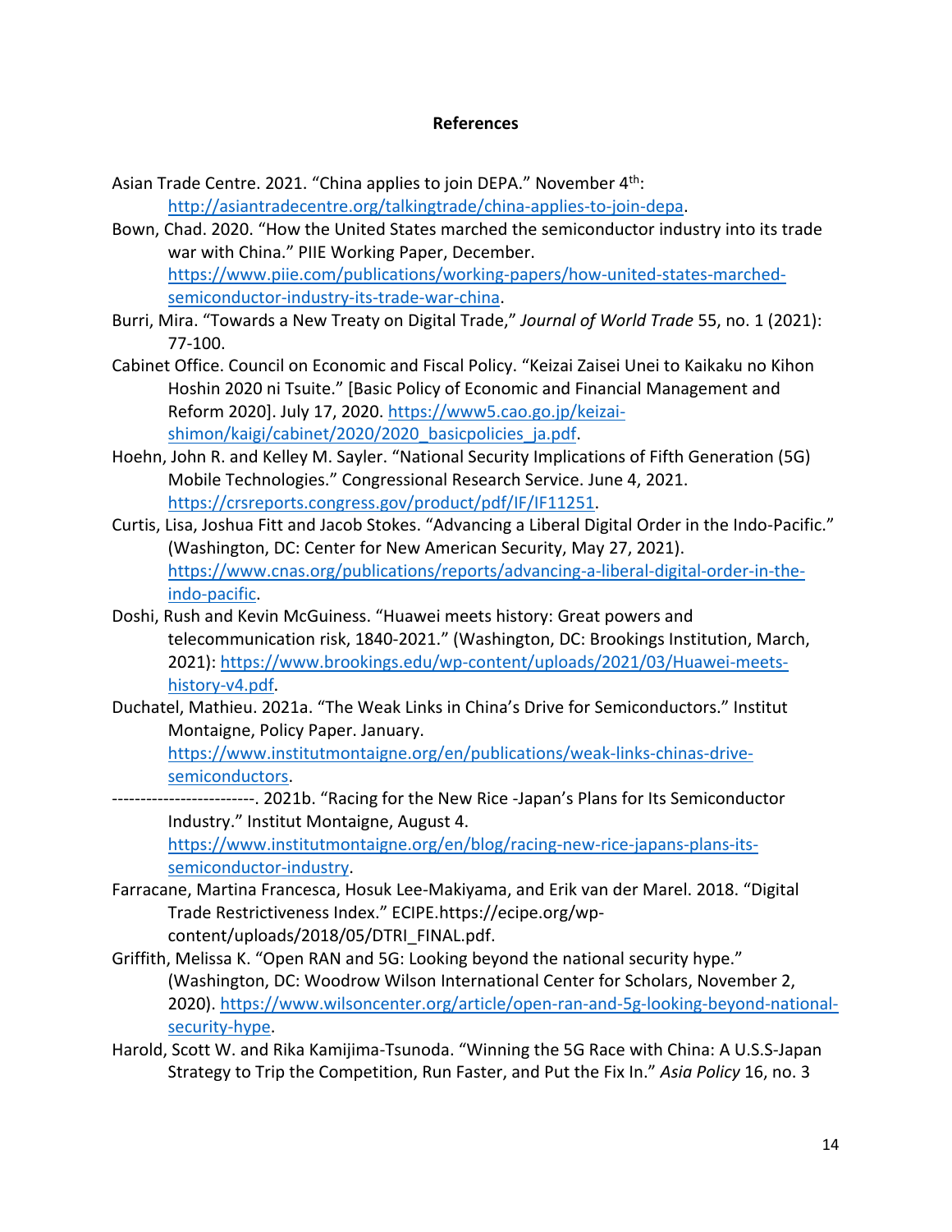## References

Asian Trade Centre. 2021. "China applies to join DEPA." November 4th: http://asiantradecentre.org/talkingtrade/china-applies-to-join-depa.

Bown, Chad. 2020. "How the United States marched the semiconductor industry into its trade war with China." PIIE Working Paper, December. https://www.piie.com/publications/working-papers/how-united-states-marched-semiconductor-industry-its-trade-war-china.

Burri, Mira. "Towards a New Treaty on Digital Trade," *Journal of World Trade* 55, no. 1 (2021): 77-100.

Cabinet Office. Council on Economic and Fiscal Policy. "Keizai Zaisei Unei to Kaikaku no Kihon Hoshin 2020 ni Tsuite." [Basic Policy of Economic and Financial Management and Reform 2020]. July 17, 2020. https://www5.cao.go.jp/keizai-shimon/kaigi/cabinet/2020/2020_basicpolicies_ja.pdf.

Hoehn, John R. and Kelley M. Sayler. "National Security Implications of Fifth Generation (5G) Mobile Technologies." Congressional Research Service. June 4, 2021. https://crsreports.congress.gov/product/pdf/IF/IF11251.

Curtis, Lisa, Joshua Fitt and Jacob Stokes. "Advancing a Liberal Digital Order in the Indo-Pacific." (Washington, DC: Center for New American Security, May 27, 2021). https://www.cnas.org/publications/reports/advancing-a-liberal-digital-order-in-the-indo-pacific.

Doshi, Rush and Kevin McGuiness. "Huawei meets history: Great powers and telecommunication risk, 1840-2021." (Washington, DC: Brookings Institution, March, 2021): https://www.brookings.edu/wp-content/uploads/2021/03/Huawei-meets-history-v4.pdf.

Duchatel, Mathieu. 2021a. "The Weak Links in China's Drive for Semiconductors." Institut Montaigne, Policy Paper. January. https://www.institutmontaigne.org/en/publications/weak-links-chinas-drive-semiconductors.

-------------------------. 2021b. "Racing for the New Rice -Japan's Plans for Its Semiconductor Industry." Institut Montaigne, August 4. https://www.institutmontaigne.org/en/blog/racing-new-rice-japans-plans-its-semiconductor-industry.

Farracane, Martina Francesca, Hosuk Lee-Makiyama, and Erik van der Marel. 2018. "Digital Trade Restrictiveness Index." ECIPE.https://ecipe.org/wp-content/uploads/2018/05/DTRI_FINAL.pdf.

Griffith, Melissa K. "Open RAN and 5G: Looking beyond the national security hype." (Washington, DC: Woodrow Wilson International Center for Scholars, November 2, 2020). https://www.wilsoncenter.org/article/open-ran-and-5g-looking-beyond-national-security-hype.

Harold, Scott W. and Rika Kamijima-Tsunoda. "Winning the 5G Race with China: A U.S.S-Japan Strategy to Trip the Competition, Run Faster, and Put the Fix In." *Asia Policy* 16, no. 3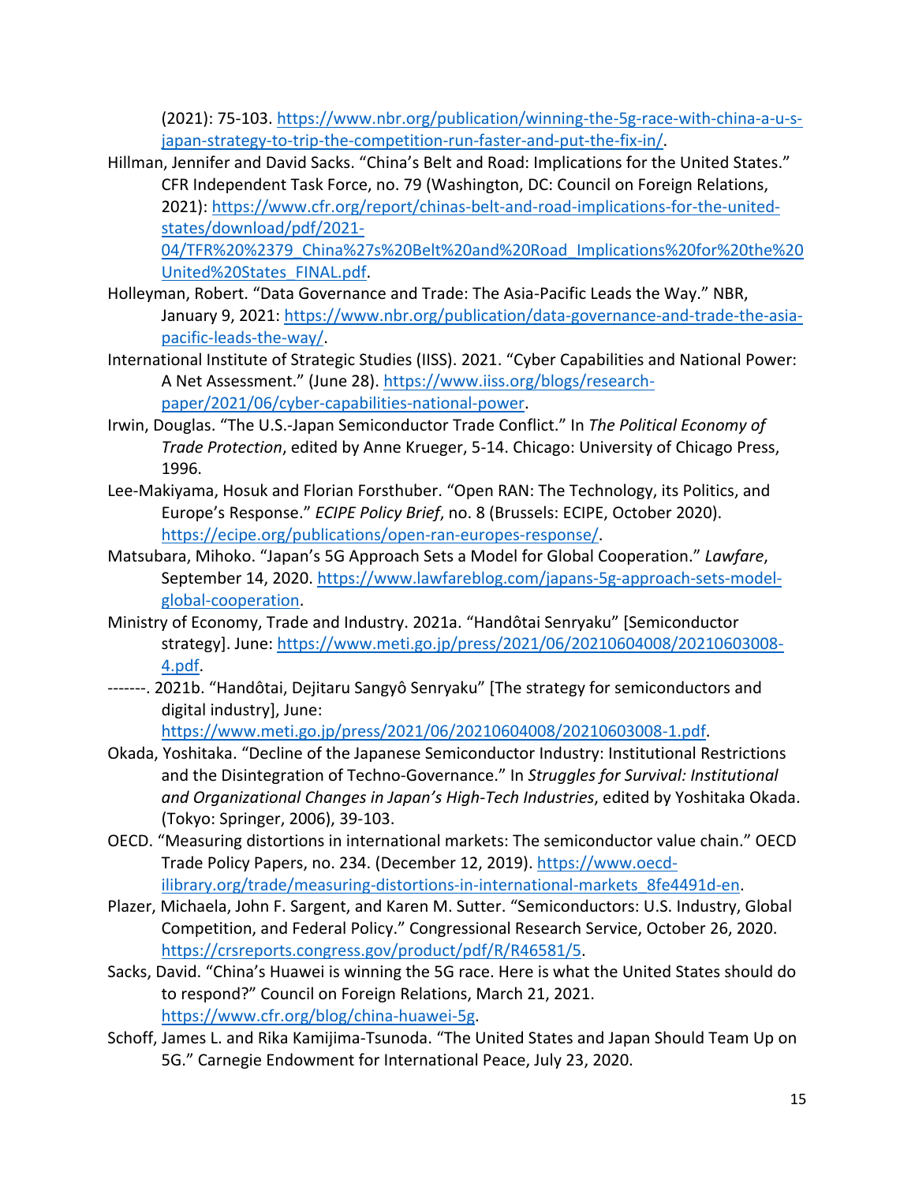(2021): 75-103. https://www.nbr.org/publication/winning-the-5g-race-with-china-a-u-s-japan-strategy-to-trip-the-competition-run-faster-and-put-the-fix-in/.

Hillman, Jennifer and David Sacks. "China's Belt and Road: Implications for the United States." CFR Independent Task Force, no. 79 (Washington, DC: Council on Foreign Relations, 2021): https://www.cfr.org/report/chinas-belt-and-road-implications-for-the-united-states/download/pdf/2021-04/TFR%20%2379_China%27s%20Belt%20and%20Road_Implications%20for%20the%20United%20States_FINAL.pdf.

Holleyman, Robert. "Data Governance and Trade: The Asia-Pacific Leads the Way." NBR, January 9, 2021: https://www.nbr.org/publication/data-governance-and-trade-the-asia-pacific-leads-the-way/.

International Institute of Strategic Studies (IISS). 2021. "Cyber Capabilities and National Power: A Net Assessment." (June 28). https://www.iiss.org/blogs/research-paper/2021/06/cyber-capabilities-national-power.

Irwin, Douglas. "The U.S.-Japan Semiconductor Trade Conflict." In *The Political Economy of Trade Protection*, edited by Anne Krueger, 5-14. Chicago: University of Chicago Press, 1996.

Lee-Makiyama, Hosuk and Florian Forsthuber. "Open RAN: The Technology, its Politics, and Europe's Response." *ECIPE Policy Brief*, no. 8 (Brussels: ECIPE, October 2020). https://ecipe.org/publications/open-ran-europes-response/.

Matsubara, Mihoko. "Japan's 5G Approach Sets a Model for Global Cooperation." *Lawfare*, September 14, 2020. https://www.lawfareblog.com/japans-5g-approach-sets-model-global-cooperation.

Ministry of Economy, Trade and Industry. 2021a. "Handôtai Senryaku" [Semiconductor strategy]. June: https://www.meti.go.jp/press/2021/06/20210604008/20210603008-4.pdf.

-------. 2021b. "Handôtai, Dejitaru Sangyô Senryaku" [The strategy for semiconductors and digital industry], June: https://www.meti.go.jp/press/2021/06/20210604008/20210603008-1.pdf.

Okada, Yoshitaka. "Decline of the Japanese Semiconductor Industry: Institutional Restrictions and the Disintegration of Techno-Governance." In *Struggles for Survival: Institutional and Organizational Changes in Japan's High-Tech Industries*, edited by Yoshitaka Okada. (Tokyo: Springer, 2006), 39-103.

OECD. "Measuring distortions in international markets: The semiconductor value chain." OECD Trade Policy Papers, no. 234. (December 12, 2019). https://www.oecd-ilibrary.org/trade/measuring-distortions-in-international-markets_8fe4491d-en.

Plazer, Michaela, John F. Sargent, and Karen M. Sutter. "Semiconductors: U.S. Industry, Global Competition, and Federal Policy." Congressional Research Service, October 26, 2020. https://crsreports.congress.gov/product/pdf/R/R46581/5.

Sacks, David. "China's Huawei is winning the 5G race. Here is what the United States should do to respond?" Council on Foreign Relations, March 21, 2021. https://www.cfr.org/blog/china-huawei-5g.

Schoff, James L. and Rika Kamijima-Tsunoda. "The United States and Japan Should Team Up on 5G." Carnegie Endowment for International Peace, July 23, 2020.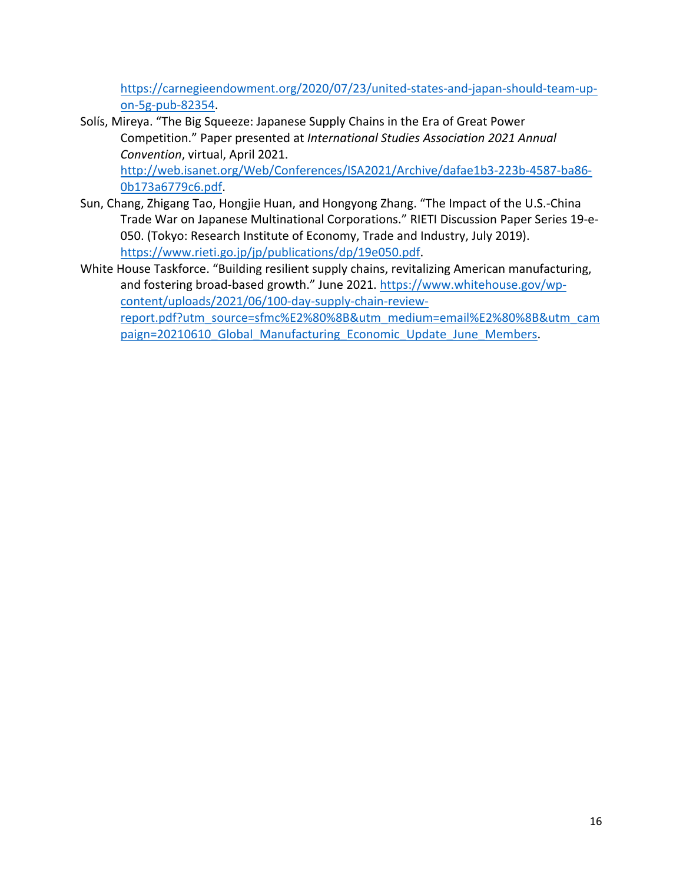https://carnegieendowment.org/2020/07/23/united-states-and-japan-should-team-up-on-5g-pub-82354.

Solís, Mireya. "The Big Squeeze: Japanese Supply Chains in the Era of Great Power Competition." Paper presented at *International Studies Association 2021 Annual Convention*, virtual, April 2021. http://web.isanet.org/Web/Conferences/ISA2021/Archive/dafae1b3-223b-4587-ba86-0b173a6779c6.pdf.

Sun, Chang, Zhigang Tao, Hongjie Huan, and Hongyong Zhang. "The Impact of the U.S.-China Trade War on Japanese Multinational Corporations." RIETI Discussion Paper Series 19-e-050. (Tokyo: Research Institute of Economy, Trade and Industry, July 2019). https://www.rieti.go.jp/jp/publications/dp/19e050.pdf.

White House Taskforce. "Building resilient supply chains, revitalizing American manufacturing, and fostering broad-based growth." June 2021. https://www.whitehouse.gov/wp-content/uploads/2021/06/100-day-supply-chain-review-report.pdf?utm_source=sfmc%E2%80%8B&utm_medium=email%E2%80%8B&utm_campaign=20210610_Global_Manufacturing_Economic_Update_June_Members.